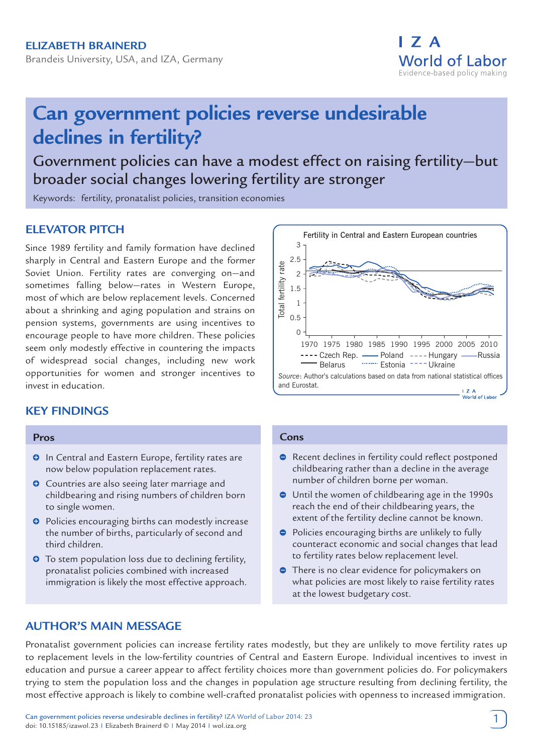ELIZABETH BRAINERD

Brandeis University, USA, and IZA, Germany

# Can government policies reverse undesirable declines in fertility?

## Government policies can have a modest effect on raising fertility—but broader social changes lowering fertility are stronger

Keywords: fertility, pronatalist policies, transition economies

## ELEVATOR PITCH

Since 1989 fertility and family formation have declined sharply in Central and Eastern Europe and the former Soviet Union. Fertility rates are converging on—and sometimes falling below—rates in Western Europe, most of which are below replacement levels. Concerned about a shrinking and aging population and strains on pension systems, governments are using incentives to encourage people to have more children. These policies seem only modestly effective in countering the impacts of widespread social changes, including new work opportunities for women and stronger incentives to invest in education.

Fertility in Central and Eastern European countries

*Source*: Author's calculations based on data from national statistical offices and Eurostat.

## KEY FINDINGS

### Pros

- In Central and Eastern Europe, fertility rates are now below population replacement rates.
- Countries are also seeing later marriage and childbearing and rising numbers of children born to single women.
- Policies encouraging births can modestly increase the number of births, particularly of second and third children.
- To stem population loss due to declining fertility, pronatalist policies combined with increased immigration is likely the most effective approach.

### Cons

- Recent declines in fertility could reflect postponed childbearing rather than a decline in the average number of children borne per woman.
- Until the women of childbearing age in the 1990s reach the end of their childbearing years, the extent of the fertility decline cannot be known.
- Policies encouraging births are unlikely to fully counteract economic and social changes that lead to fertility rates below replacement level.
- There is no clear evidence for policymakers on what policies are most likely to raise fertility rates at the lowest budgetary cost.

## AUTHOR'S MAIN MESSAGE

Pronatalist government policies can increase fertility rates modestly, but they are unlikely to move fertility rates up to replacement levels in the low-fertility countries of Central and Eastern Europe. Individual incentives to invest in education and pursue a career appear to affect fertility choices more than government policies do. For policymakers trying to stem the population loss and the changes in population age structure resulting from declining fertility, the most effective approach is likely to combine well-crafted pronatalist policies with openness to increased immigration.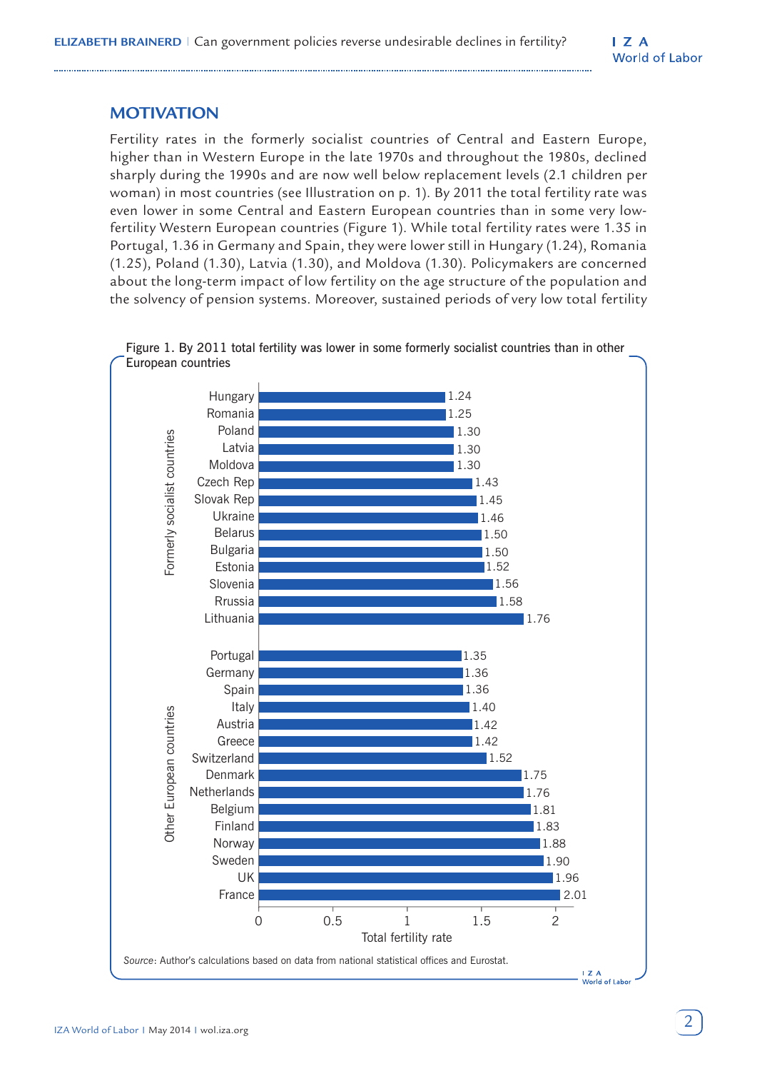## MOTIVATION

Fertility rates in the formerly socialist countries of Central and Eastern Europe, higher than in Western Europe in the late 1970s and throughout the 1980s, declined sharply during the 1990s and are now well below replacement levels (2.1 children per woman) in most countries (see Illustration on p. 1). By 2011 the total fertility rate was even lower in some Central and Eastern European countries than in some very low-fertility Western European countries (Figure 1). While total fertility rates were 1.35 in Portugal, 1.36 in Germany and Spain, they were lower still in Hungary (1.24), Romania (1.25), Poland (1.30), Latvia (1.30), and Moldova (1.30). Policymakers are concerned about the long-term impact of low fertility on the age structure of the population and the solvency of pension systems. Moreover, sustained periods of very low total fertility

Figure 1. By 2011 total fertility was lower in some formerly socialist countries than in other European countries

| Group | Country | Total fertility rate |
|---|---|---|
| Formerly socialist countries | Hungary | 1.24 |
| | Romania | 1.25 |
| | Poland | 1.30 |
| | Latvia | 1.30 |
| | Moldova | 1.30 |
| | Czech Rep | 1.43 |
| | Slovak Rep | 1.45 |
| | Ukraine | 1.46 |
| | Belarus | 1.50 |
| | Bulgaria | 1.50 |
| | Estonia | 1.52 |
| | Slovenia | 1.56 |
| | Rrussia | 1.58 |
| | Lithuania | 1.76 |
| Other European countries | Portugal | 1.35 |
| | Germany | 1.36 |
| | Spain | 1.36 |
| | Italy | 1.40 |
| | Austria | 1.42 |
| | Greece | 1.42 |
| | Switzerland | 1.52 |
| | Denmark | 1.75 |
| | Netherlands | 1.76 |
| | Belgium | 1.81 |
| | Finland | 1.83 |
| | Norway | 1.88 |
| | Sweden | 1.90 |
| | UK | 1.96 |
| | France | 2.01 |

*Source*: Author's calculations based on data from national statistical offices and Eurostat.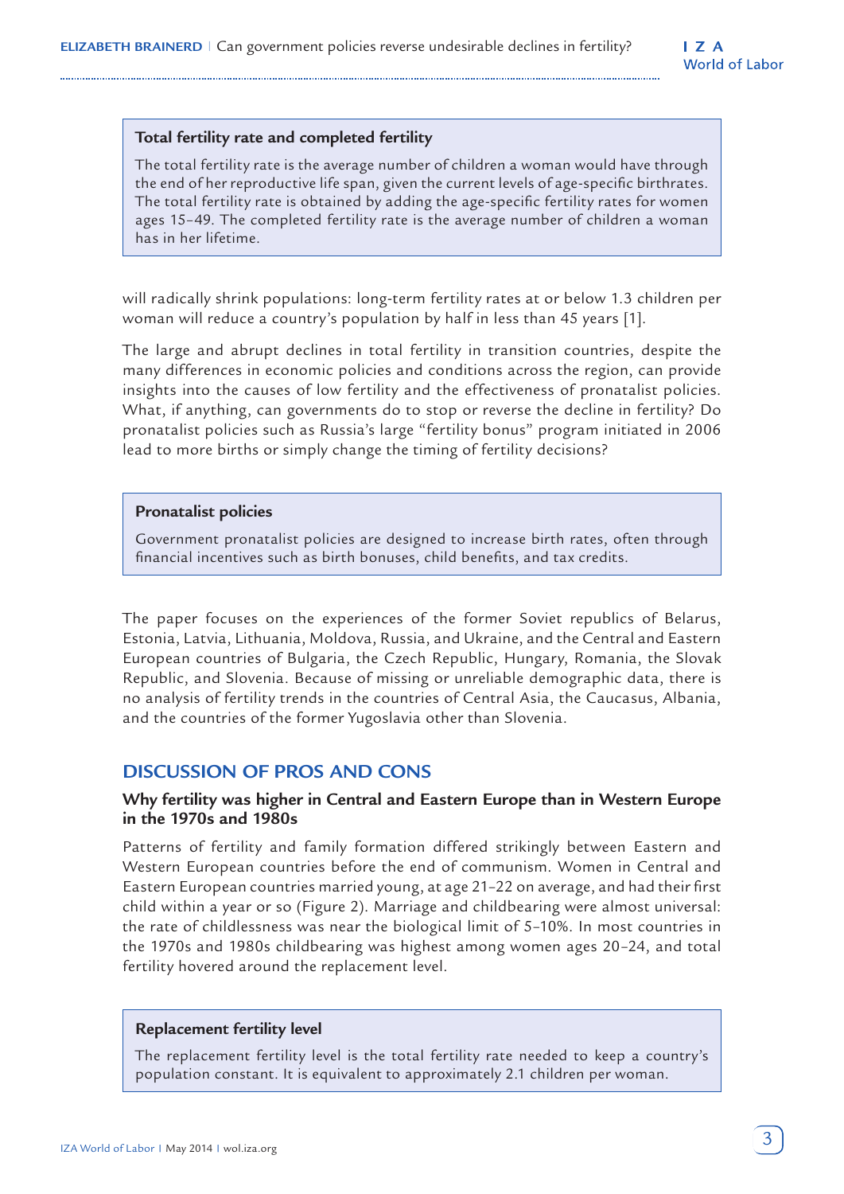> **Total fertility rate and completed fertility**
>
> The total fertility rate is the average number of children a woman would have through the end of her reproductive life span, given the current levels of age-specific birthrates. The total fertility rate is obtained by adding the age-specific fertility rates for women ages 15–49. The completed fertility rate is the average number of children a woman has in her lifetime.

will radically shrink populations: long-term fertility rates at or below 1.3 children per woman will reduce a country's population by half in less than 45 years [1].

The large and abrupt declines in total fertility in transition countries, despite the many differences in economic policies and conditions across the region, can provide insights into the causes of low fertility and the effectiveness of pronatalist policies. What, if anything, can governments do to stop or reverse the decline in fertility? Do pronatalist policies such as Russia's large "fertility bonus" program initiated in 2006 lead to more births or simply change the timing of fertility decisions?

> **Pronatalist policies**
>
> Government pronatalist policies are designed to increase birth rates, often through financial incentives such as birth bonuses, child benefits, and tax credits.

The paper focuses on the experiences of the former Soviet republics of Belarus, Estonia, Latvia, Lithuania, Moldova, Russia, and Ukraine, and the Central and Eastern European countries of Bulgaria, the Czech Republic, Hungary, Romania, the Slovak Republic, and Slovenia. Because of missing or unreliable demographic data, there is no analysis of fertility trends in the countries of Central Asia, the Caucasus, Albania, and the countries of the former Yugoslavia other than Slovenia.

## DISCUSSION OF PROS AND CONS

### Why fertility was higher in Central and Eastern Europe than in Western Europe in the 1970s and 1980s

Patterns of fertility and family formation differed strikingly between Eastern and Western European countries before the end of communism. Women in Central and Eastern European countries married young, at age 21–22 on average, and had their first child within a year or so (Figure 2). Marriage and childbearing were almost universal: the rate of childlessness was near the biological limit of 5–10%. In most countries in the 1970s and 1980s childbearing was highest among women ages 20–24, and total fertility hovered around the replacement level.

> **Replacement fertility level**
>
> The replacement fertility level is the total fertility rate needed to keep a country's population constant. It is equivalent to approximately 2.1 children per woman.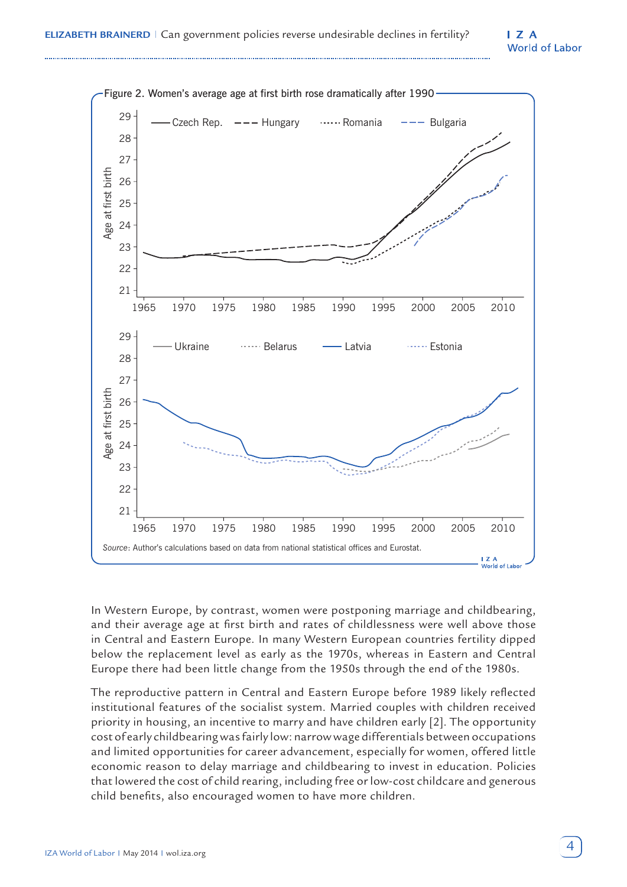Figure 2. Women's average age at first birth rose dramatically after 1990

Source: Author's calculations based on data from national statistical offices and Eurostat.

In Western Europe, by contrast, women were postponing marriage and childbearing, and their average age at first birth and rates of childlessness were well above those in Central and Eastern Europe. In many Western European countries fertility dipped below the replacement level as early as the 1970s, whereas in Eastern and Central Europe there had been little change from the 1950s through the end of the 1980s.

The reproductive pattern in Central and Eastern Europe before 1989 likely reflected institutional features of the socialist system. Married couples with children received priority in housing, an incentive to marry and have children early [2]. The opportunity cost of early childbearing was fairly low: narrow wage differentials between occupations and limited opportunities for career advancement, especially for women, offered little economic reason to delay marriage and childbearing to invest in education. Policies that lowered the cost of child rearing, including free or low-cost childcare and generous child benefits, also encouraged women to have more children.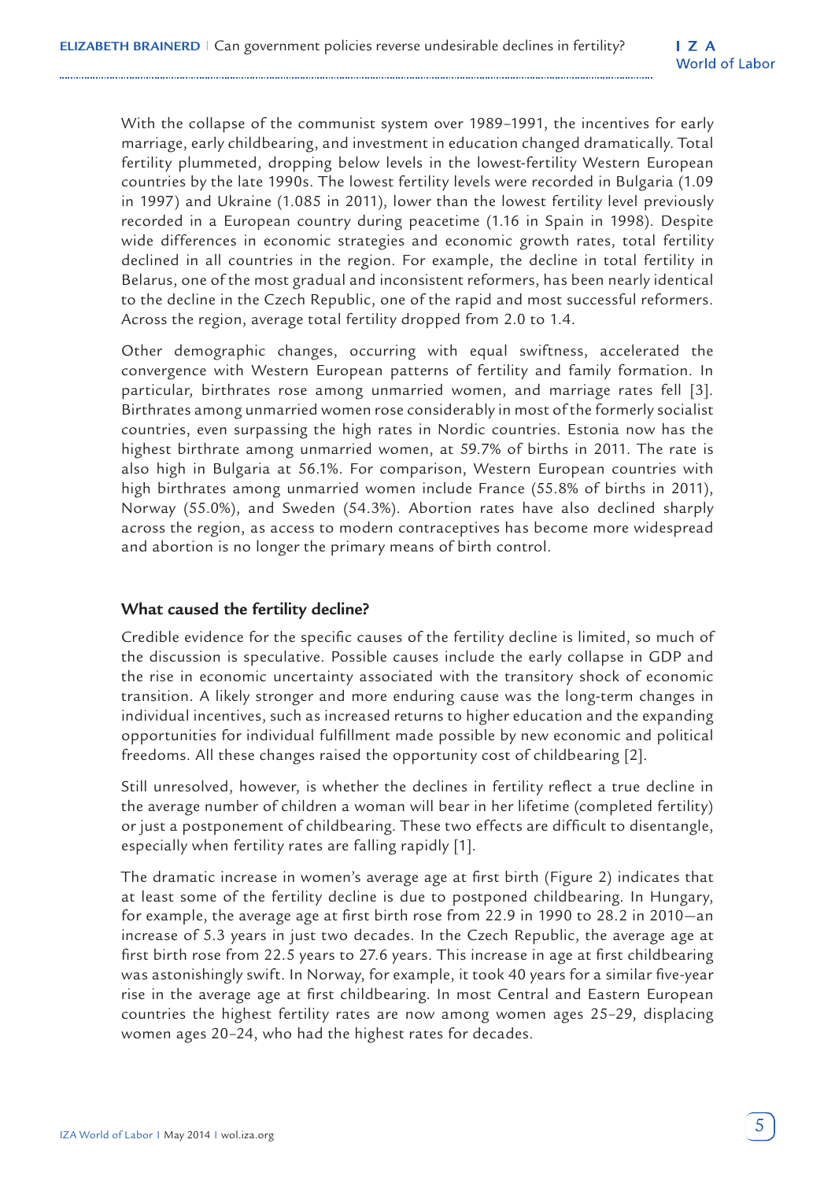With the collapse of the communist system over 1989–1991, the incentives for early marriage, early childbearing, and investment in education changed dramatically. Total fertility plummeted, dropping below levels in the lowest-fertility Western European countries by the late 1990s. The lowest fertility levels were recorded in Bulgaria (1.09 in 1997) and Ukraine (1.085 in 2011), lower than the lowest fertility level previously recorded in a European country during peacetime (1.16 in Spain in 1998). Despite wide differences in economic strategies and economic growth rates, total fertility declined in all countries in the region. For example, the decline in total fertility in Belarus, one of the most gradual and inconsistent reformers, has been nearly identical to the decline in the Czech Republic, one of the rapid and most successful reformers. Across the region, average total fertility dropped from 2.0 to 1.4.

Other demographic changes, occurring with equal swiftness, accelerated the convergence with Western European patterns of fertility and family formation. In particular, birthrates rose among unmarried women, and marriage rates fell [3]. Birthrates among unmarried women rose considerably in most of the formerly socialist countries, even surpassing the high rates in Nordic countries. Estonia now has the highest birthrate among unmarried women, at 59.7% of births in 2011. The rate is also high in Bulgaria at 56.1%. For comparison, Western European countries with high birthrates among unmarried women include France (55.8% of births in 2011), Norway (55.0%), and Sweden (54.3%). Abortion rates have also declined sharply across the region, as access to modern contraceptives has become more widespread and abortion is no longer the primary means of birth control.

### What caused the fertility decline?

Credible evidence for the specific causes of the fertility decline is limited, so much of the discussion is speculative. Possible causes include the early collapse in GDP and the rise in economic uncertainty associated with the transitory shock of economic transition. A likely stronger and more enduring cause was the long-term changes in individual incentives, such as increased returns to higher education and the expanding opportunities for individual fulfillment made possible by new economic and political freedoms. All these changes raised the opportunity cost of childbearing [2].

Still unresolved, however, is whether the declines in fertility reflect a true decline in the average number of children a woman will bear in her lifetime (completed fertility) or just a postponement of childbearing. These two effects are difficult to disentangle, especially when fertility rates are falling rapidly [1].

The dramatic increase in women's average age at first birth (Figure 2) indicates that at least some of the fertility decline is due to postponed childbearing. In Hungary, for example, the average age at first birth rose from 22.9 in 1990 to 28.2 in 2010—an increase of 5.3 years in just two decades. In the Czech Republic, the average age at first birth rose from 22.5 years to 27.6 years. This increase in age at first childbearing was astonishingly swift. In Norway, for example, it took 40 years for a similar five-year rise in the average age at first childbearing. In most Central and Eastern European countries the highest fertility rates are now among women ages 25–29, displacing women ages 20–24, who had the highest rates for decades.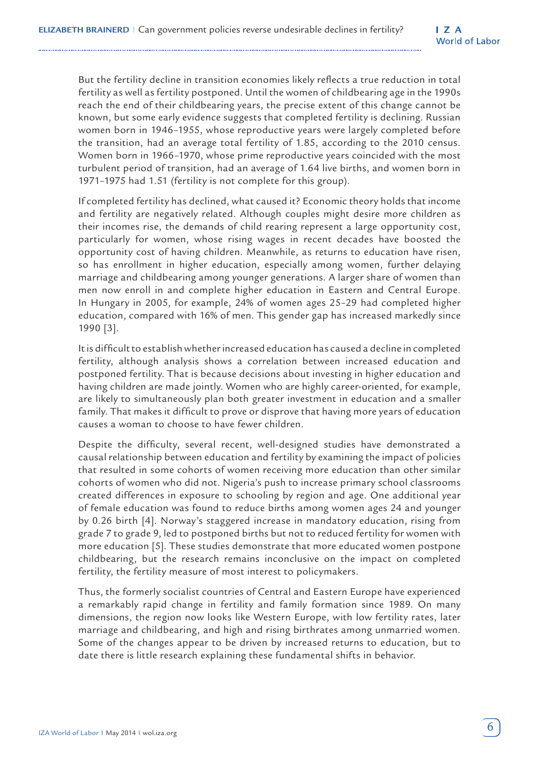But the fertility decline in transition economies likely reflects a true reduction in total fertility as well as fertility postponed. Until the women of childbearing age in the 1990s reach the end of their childbearing years, the precise extent of this change cannot be known, but some early evidence suggests that completed fertility is declining. Russian women born in 1946–1955, whose reproductive years were largely completed before the transition, had an average total fertility of 1.85, according to the 2010 census. Women born in 1966–1970, whose prime reproductive years coincided with the most turbulent period of transition, had an average of 1.64 live births, and women born in 1971–1975 had 1.51 (fertility is not complete for this group).

If completed fertility has declined, what caused it? Economic theory holds that income and fertility are negatively related. Although couples might desire more children as their incomes rise, the demands of child rearing represent a large opportunity cost, particularly for women, whose rising wages in recent decades have boosted the opportunity cost of having children. Meanwhile, as returns to education have risen, so has enrollment in higher education, especially among women, further delaying marriage and childbearing among younger generations. A larger share of women than men now enroll in and complete higher education in Eastern and Central Europe. In Hungary in 2005, for example, 24% of women ages 25–29 had completed higher education, compared with 16% of men. This gender gap has increased markedly since 1990 [3].

It is difficult to establish whether increased education has caused a decline in completed fertility, although analysis shows a correlation between increased education and postponed fertility. That is because decisions about investing in higher education and having children are made jointly. Women who are highly career-oriented, for example, are likely to simultaneously plan both greater investment in education and a smaller family. That makes it difficult to prove or disprove that having more years of education causes a woman to choose to have fewer children.

Despite the difficulty, several recent, well-designed studies have demonstrated a causal relationship between education and fertility by examining the impact of policies that resulted in some cohorts of women receiving more education than other similar cohorts of women who did not. Nigeria's push to increase primary school classrooms created differences in exposure to schooling by region and age. One additional year of female education was found to reduce births among women ages 24 and younger by 0.26 birth [4]. Norway's staggered increase in mandatory education, rising from grade 7 to grade 9, led to postponed births but not to reduced fertility for women with more education [5]. These studies demonstrate that more educated women postpone childbearing, but the research remains inconclusive on the impact on completed fertility, the fertility measure of most interest to policymakers.

Thus, the formerly socialist countries of Central and Eastern Europe have experienced a remarkably rapid change in fertility and family formation since 1989. On many dimensions, the region now looks like Western Europe, with low fertility rates, later marriage and childbearing, and high and rising birthrates among unmarried women. Some of the changes appear to be driven by increased returns to education, but to date there is little research explaining these fundamental shifts in behavior.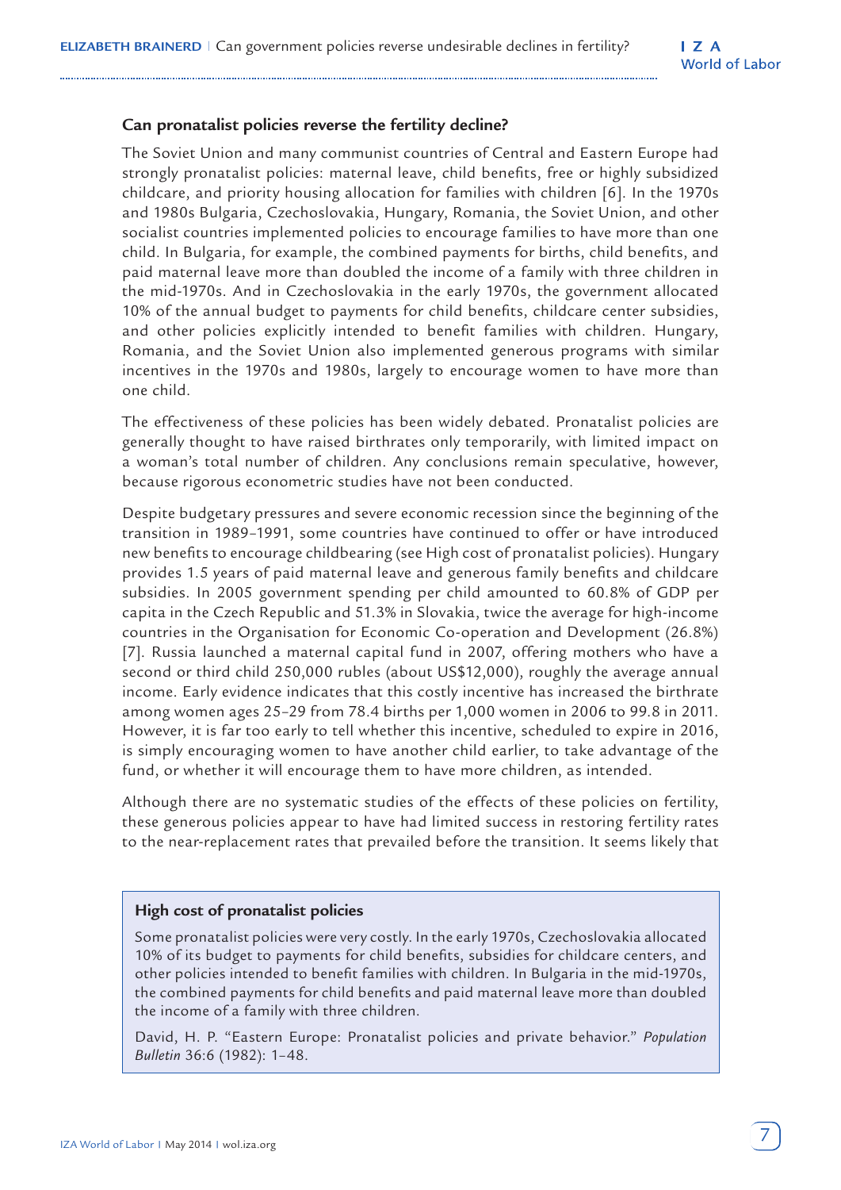## Can pronatalist policies reverse the fertility decline?

The Soviet Union and many communist countries of Central and Eastern Europe had strongly pronatalist policies: maternal leave, child benefits, free or highly subsidized childcare, and priority housing allocation for families with children [6]. In the 1970s and 1980s Bulgaria, Czechoslovakia, Hungary, Romania, the Soviet Union, and other socialist countries implemented policies to encourage families to have more than one child. In Bulgaria, for example, the combined payments for births, child benefits, and paid maternal leave more than doubled the income of a family with three children in the mid-1970s. And in Czechoslovakia in the early 1970s, the government allocated 10% of the annual budget to payments for child benefits, childcare center subsidies, and other policies explicitly intended to benefit families with children. Hungary, Romania, and the Soviet Union also implemented generous programs with similar incentives in the 1970s and 1980s, largely to encourage women to have more than one child.

The effectiveness of these policies has been widely debated. Pronatalist policies are generally thought to have raised birthrates only temporarily, with limited impact on a woman's total number of children. Any conclusions remain speculative, however, because rigorous econometric studies have not been conducted.

Despite budgetary pressures and severe economic recession since the beginning of the transition in 1989–1991, some countries have continued to offer or have introduced new benefits to encourage childbearing (see High cost of pronatalist policies). Hungary provides 1.5 years of paid maternal leave and generous family benefits and childcare subsidies. In 2005 government spending per child amounted to 60.8% of GDP per capita in the Czech Republic and 51.3% in Slovakia, twice the average for high-income countries in the Organisation for Economic Co-operation and Development (26.8%) [7]. Russia launched a maternal capital fund in 2007, offering mothers who have a second or third child 250,000 rubles (about US$12,000), roughly the average annual income. Early evidence indicates that this costly incentive has increased the birthrate among women ages 25–29 from 78.4 births per 1,000 women in 2006 to 99.8 in 2011. However, it is far too early to tell whether this incentive, scheduled to expire in 2016, is simply encouraging women to have another child earlier, to take advantage of the fund, or whether it will encourage them to have more children, as intended.

Although there are no systematic studies of the effects of these policies on fertility, these generous policies appear to have had limited success in restoring fertility rates to the near-replacement rates that prevailed before the transition. It seems likely that

> **High cost of pronatalist policies**
>
> Some pronatalist policies were very costly. In the early 1970s, Czechoslovakia allocated 10% of its budget to payments for child benefits, subsidies for childcare centers, and other policies intended to benefit families with children. In Bulgaria in the mid-1970s, the combined payments for child benefits and paid maternal leave more than doubled the income of a family with three children.
>
> David, H. P. "Eastern Europe: Pronatalist policies and private behavior." *Population Bulletin* 36:6 (1982): 1–48.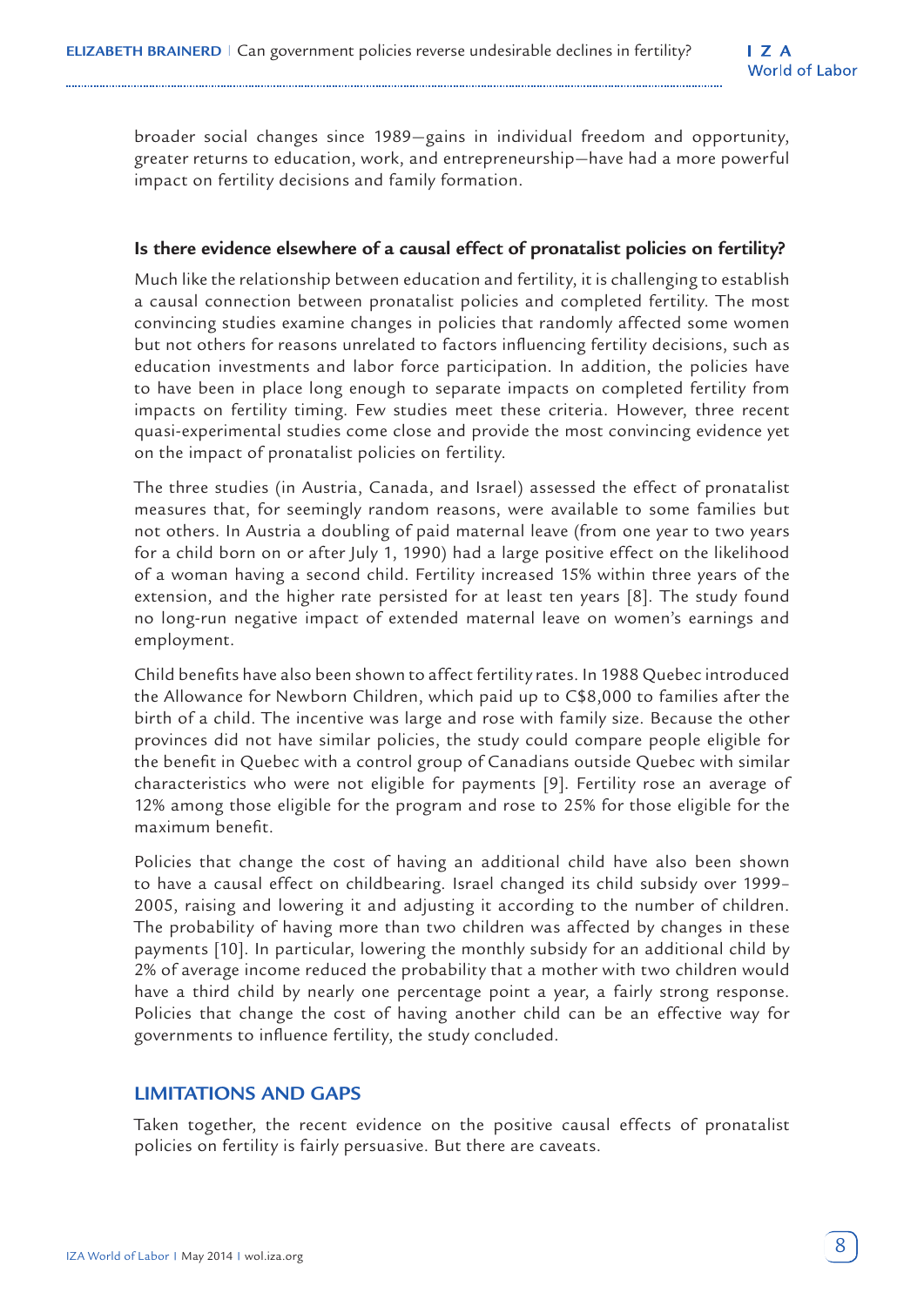broader social changes since 1989—gains in individual freedom and opportunity, greater returns to education, work, and entrepreneurship—have had a more powerful impact on fertility decisions and family formation.

**Is there evidence elsewhere of a causal effect of pronatalist policies on fertility?**

Much like the relationship between education and fertility, it is challenging to establish a causal connection between pronatalist policies and completed fertility. The most convincing studies examine changes in policies that randomly affected some women but not others for reasons unrelated to factors influencing fertility decisions, such as education investments and labor force participation. In addition, the policies have to have been in place long enough to separate impacts on completed fertility from impacts on fertility timing. Few studies meet these criteria. However, three recent quasi-experimental studies come close and provide the most convincing evidence yet on the impact of pronatalist policies on fertility.

The three studies (in Austria, Canada, and Israel) assessed the effect of pronatalist measures that, for seemingly random reasons, were available to some families but not others. In Austria a doubling of paid maternal leave (from one year to two years for a child born on or after July 1, 1990) had a large positive effect on the likelihood of a woman having a second child. Fertility increased 15% within three years of the extension, and the higher rate persisted for at least ten years [8]. The study found no long-run negative impact of extended maternal leave on women's earnings and employment.

Child benefits have also been shown to affect fertility rates. In 1988 Quebec introduced the Allowance for Newborn Children, which paid up to C$8,000 to families after the birth of a child. The incentive was large and rose with family size. Because the other provinces did not have similar policies, the study could compare people eligible for the benefit in Quebec with a control group of Canadians outside Quebec with similar characteristics who were not eligible for payments [9]. Fertility rose an average of 12% among those eligible for the program and rose to 25% for those eligible for the maximum benefit.

Policies that change the cost of having an additional child have also been shown to have a causal effect on childbearing. Israel changed its child subsidy over 1999–2005, raising and lowering it and adjusting it according to the number of children. The probability of having more than two children was affected by changes in these payments [10]. In particular, lowering the monthly subsidy for an additional child by 2% of average income reduced the probability that a mother with two children would have a third child by nearly one percentage point a year, a fairly strong response. Policies that change the cost of having another child can be an effective way for governments to influence fertility, the study concluded.

## LIMITATIONS AND GAPS

Taken together, the recent evidence on the positive causal effects of pronatalist policies on fertility is fairly persuasive. But there are caveats.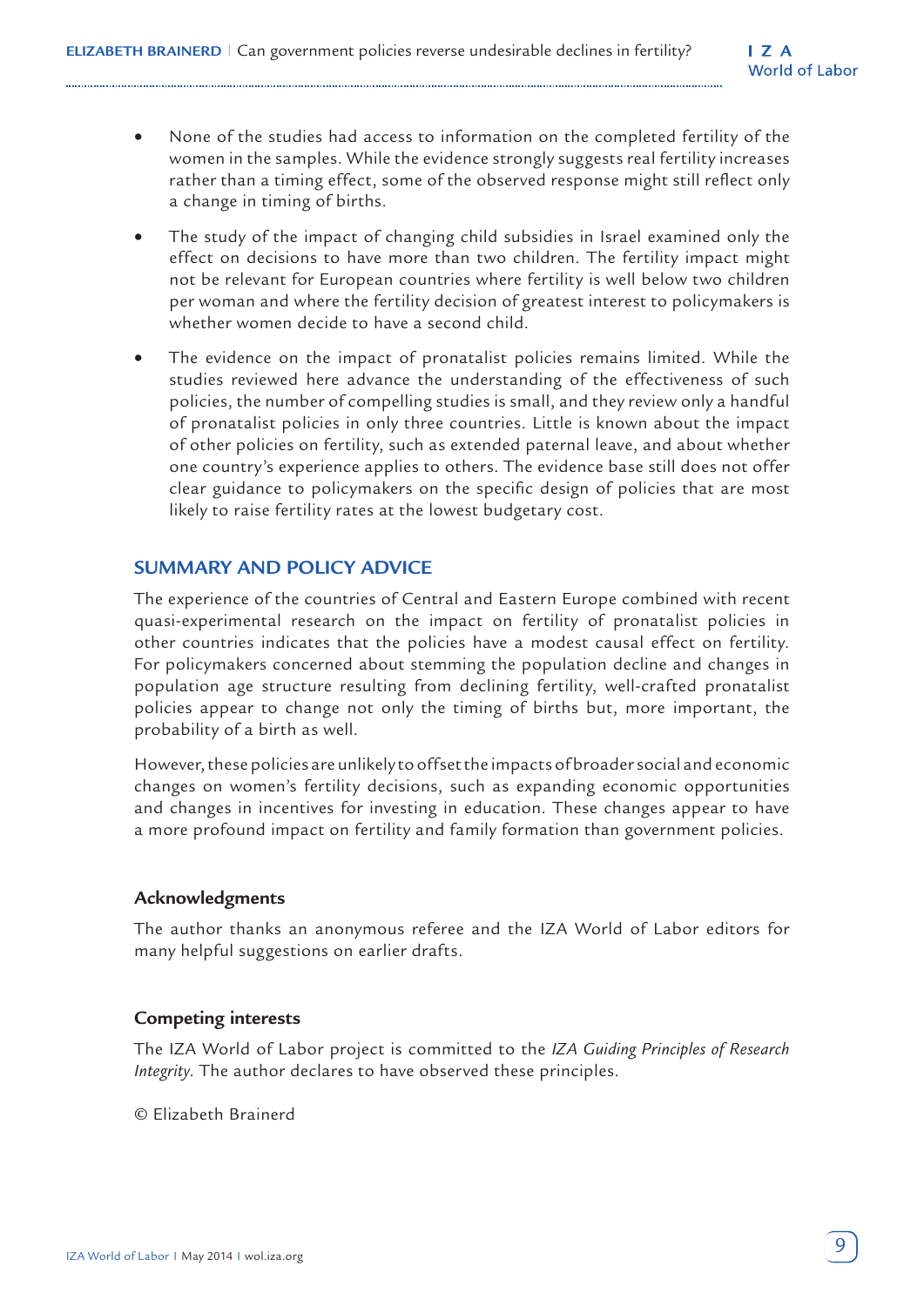- None of the studies had access to information on the completed fertility of the women in the samples. While the evidence strongly suggests real fertility increases rather than a timing effect, some of the observed response might still reflect only a change in timing of births.
- The study of the impact of changing child subsidies in Israel examined only the effect on decisions to have more than two children. The fertility impact might not be relevant for European countries where fertility is well below two children per woman and where the fertility decision of greatest interest to policymakers is whether women decide to have a second child.
- The evidence on the impact of pronatalist policies remains limited. While the studies reviewed here advance the understanding of the effectiveness of such policies, the number of compelling studies is small, and they review only a handful of pronatalist policies in only three countries. Little is known about the impact of other policies on fertility, such as extended paternal leave, and about whether one country's experience applies to others. The evidence base still does not offer clear guidance to policymakers on the specific design of policies that are most likely to raise fertility rates at the lowest budgetary cost.

## SUMMARY AND POLICY ADVICE

The experience of the countries of Central and Eastern Europe combined with recent quasi-experimental research on the impact on fertility of pronatalist policies in other countries indicates that the policies have a modest causal effect on fertility. For policymakers concerned about stemming the population decline and changes in population age structure resulting from declining fertility, well-crafted pronatalist policies appear to change not only the timing of births but, more important, the probability of a birth as well.

However, these policies are unlikely to offset the impacts of broader social and economic changes on women's fertility decisions, such as expanding economic opportunities and changes in incentives for investing in education. These changes appear to have a more profound impact on fertility and family formation than government policies.

### Acknowledgments

The author thanks an anonymous referee and the IZA World of Labor editors for many helpful suggestions on earlier drafts.

### Competing interests

The IZA World of Labor project is committed to the *IZA Guiding Principles of Research Integrity*. The author declares to have observed these principles.

© Elizabeth Brainerd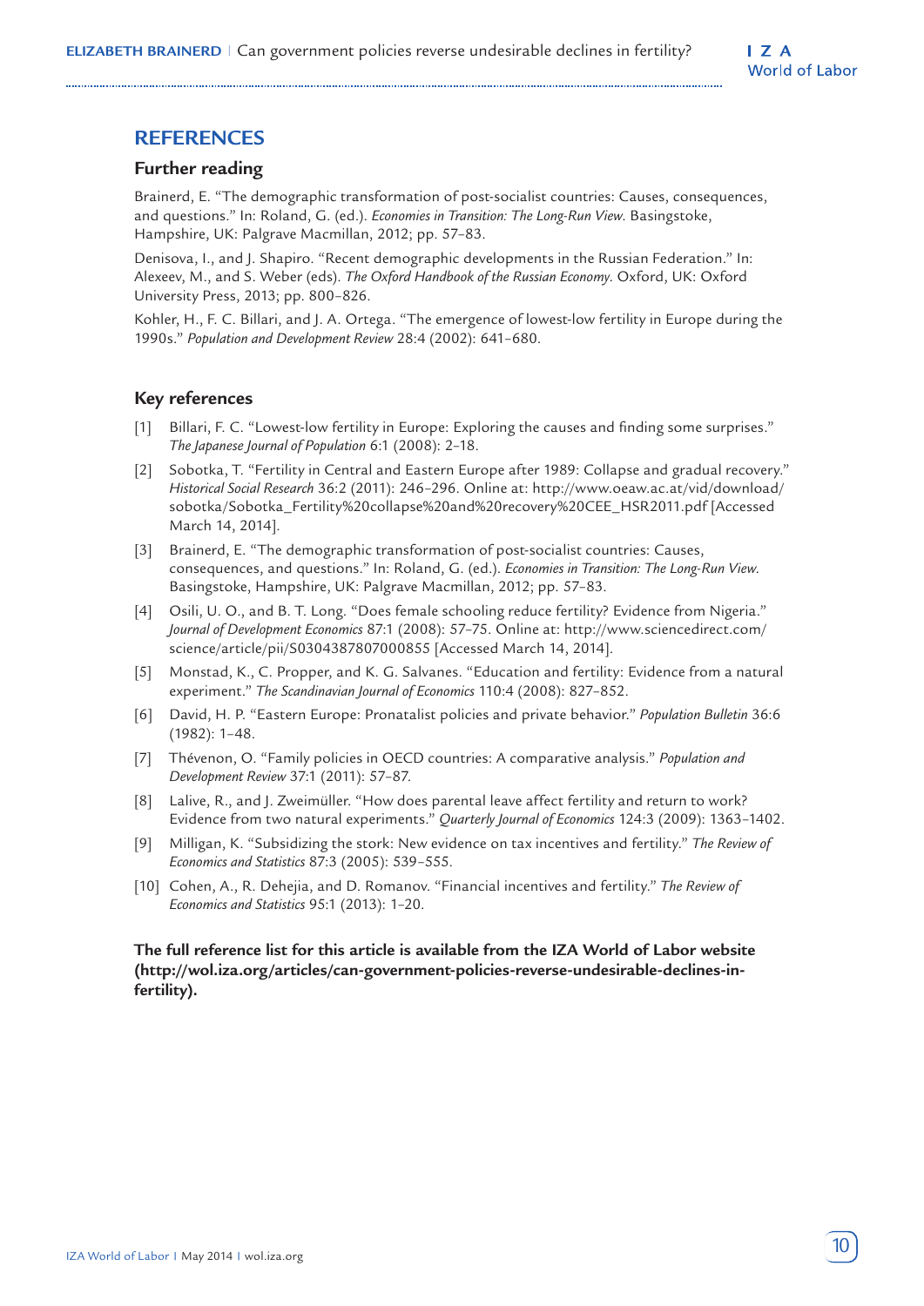## REFERENCES

### Further reading

Brainerd, E. "The demographic transformation of post-socialist countries: Causes, consequences, and questions." In: Roland, G. (ed.). *Economies in Transition: The Long-Run View.* Basingstoke, Hampshire, UK: Palgrave Macmillan, 2012; pp. 57–83.

Denisova, I., and J. Shapiro. "Recent demographic developments in the Russian Federation." In: Alexeev, M., and S. Weber (eds). *The Oxford Handbook of the Russian Economy.* Oxford, UK: Oxford University Press, 2013; pp. 800–826.

Kohler, H., F. C. Billari, and J. A. Ortega. "The emergence of lowest-low fertility in Europe during the 1990s." *Population and Development Review* 28:4 (2002): 641–680.

### Key references

[1] Billari, F. C. "Lowest-low fertility in Europe: Exploring the causes and finding some surprises." *The Japanese Journal of Population* 6:1 (2008): 2–18.

[2] Sobotka, T. "Fertility in Central and Eastern Europe after 1989: Collapse and gradual recovery." *Historical Social Research* 36:2 (2011): 246–296. Online at: http://www.oeaw.ac.at/vid/download/sobotka/Sobotka_Fertility%20collapse%20and%20recovery%20CEE_HSR2011.pdf [Accessed March 14, 2014].

[3] Brainerd, E. "The demographic transformation of post-socialist countries: Causes, consequences, and questions." In: Roland, G. (ed.). *Economies in Transition: The Long-Run View.* Basingstoke, Hampshire, UK: Palgrave Macmillan, 2012; pp. 57–83.

[4] Osili, U. O., and B. T. Long. "Does female schooling reduce fertility? Evidence from Nigeria." *Journal of Development Economics* 87:1 (2008): 57–75. Online at: http://www.sciencedirect.com/science/article/pii/S0304387807000855 [Accessed March 14, 2014].

[5] Monstad, K., C. Propper, and K. G. Salvanes. "Education and fertility: Evidence from a natural experiment." *The Scandinavian Journal of Economics* 110:4 (2008): 827–852.

[6] David, H. P. "Eastern Europe: Pronatalist policies and private behavior." *Population Bulletin* 36:6 (1982): 1–48.

[7] Thévenon, O. "Family policies in OECD countries: A comparative analysis." *Population and Development Review* 37:1 (2011): 57–87.

[8] Lalive, R., and J. Zweimüller. "How does parental leave affect fertility and return to work? Evidence from two natural experiments." *Quarterly Journal of Economics* 124:3 (2009): 1363–1402.

[9] Milligan, K. "Subsidizing the stork: New evidence on tax incentives and fertility." *The Review of Economics and Statistics* 87:3 (2005): 539–555.

[10] Cohen, A., R. Dehejia, and D. Romanov. "Financial incentives and fertility." *The Review of Economics and Statistics* 95:1 (2013): 1–20.

**The full reference list for this article is available from the IZA World of Labor website (http://wol.iza.org/articles/can-government-policies-reverse-undesirable-declines-in-fertility).**